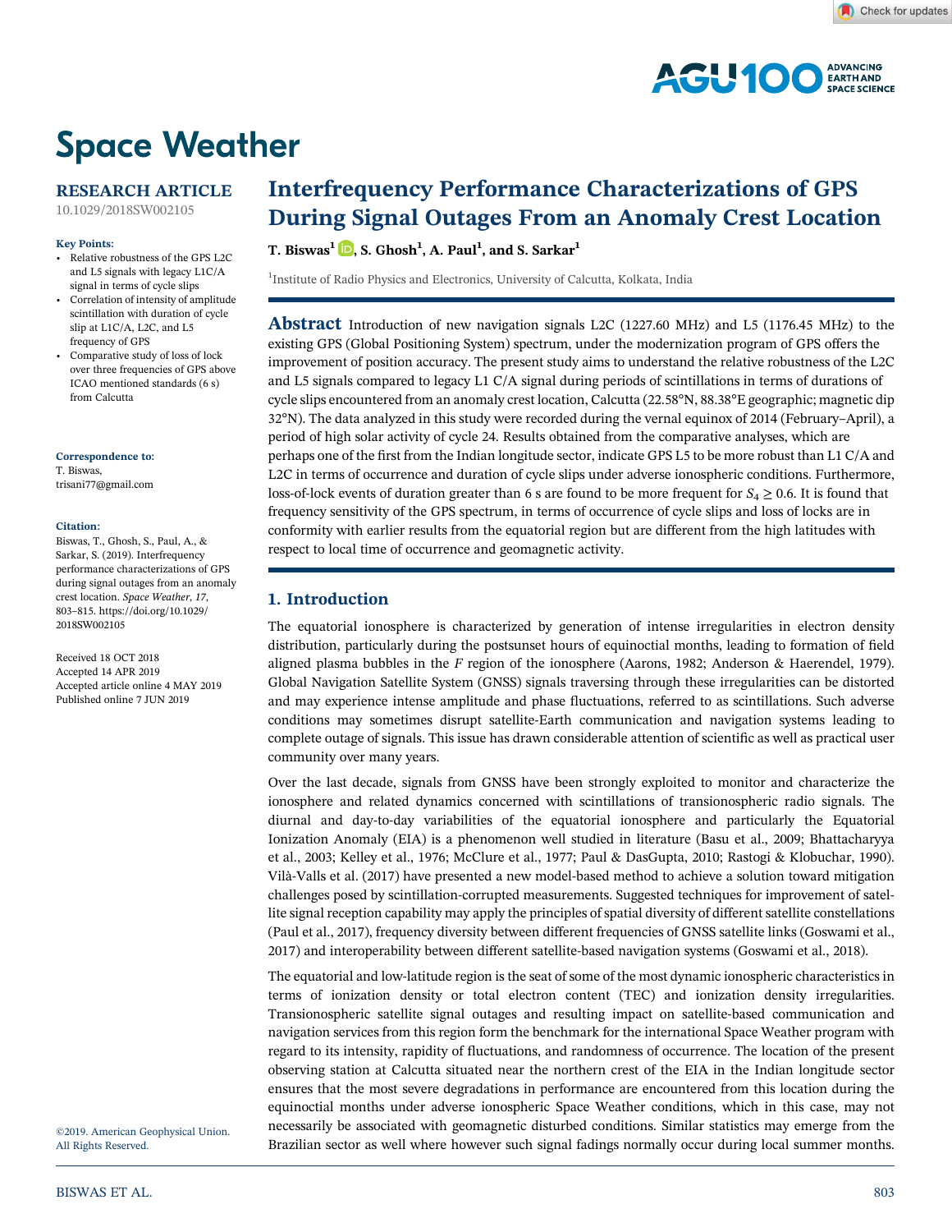Space Weather

RESEARCH ARTICLE

10.1029/2018SW002105

**Key Points:**

- Relative robustness of the GPS L2C and L5 signals with legacy L1C/A signal in terms of cycle slips
- Correlation of intensity of amplitude scintillation with duration of cycle slip at L1C/A, L2C, and L5 frequency of GPS
- Comparative study of loss of lock over three frequencies of GPS above ICAO mentioned standards (6 s) from Calcutta

**Correspondence to:**

T. Biswas,
trisani77@gmail.com

**Citation:**

Biswas, T., Ghosh, S., Paul, A., & Sarkar, S. (2019). Interfrequency performance characterizations of GPS during signal outages from an anomaly crest location. *Space Weather*, *17*, 803–815. https://doi.org/10.1029/2018SW002105

Received 18 OCT 2018
Accepted 14 APR 2019
Accepted article online 4 MAY 2019
Published online 7 JUN 2019

©2019. American Geophysical Union. All Rights Reserved.

# Interfrequency Performance Characterizations of GPS During Signal Outages From an Anomaly Crest Location

**T. Biswas[1], S. Ghosh[1], A. Paul[1], and S. Sarkar[1]**

[1]Institute of Radio Physics and Electronics, University of Calcutta, Kolkata, India

**Abstract** Introduction of new navigation signals L2C (1227.60 MHz) and L5 (1176.45 MHz) to the existing GPS (Global Positioning System) spectrum, under the modernization program of GPS offers the improvement of position accuracy. The present study aims to understand the relative robustness of the L2C and L5 signals compared to legacy L1 C/A signal during periods of scintillations in terms of durations of cycle slips encountered from an anomaly crest location, Calcutta (22.58°N, 88.38°E geographic; magnetic dip 32°N). The data analyzed in this study were recorded during the vernal equinox of 2014 (February–April), a period of high solar activity of cycle 24. Results obtained from the comparative analyses, which are perhaps one of the first from the Indian longitude sector, indicate GPS L5 to be more robust than L1 C/A and L2C in terms of occurrence and duration of cycle slips under adverse ionospheric conditions. Furthermore, loss-of-lock events of duration greater than 6 s are found to be more frequent for $S_4 \geq 0.6$. It is found that frequency sensitivity of the GPS spectrum, in terms of occurrence of cycle slips and loss of locks are in conformity with earlier results from the equatorial region but are different from the high latitudes with respect to local time of occurrence and geomagnetic activity.

## 1. Introduction

The equatorial ionosphere is characterized by generation of intense irregularities in electron density distribution, particularly during the postsunset hours of equinoctial months, leading to formation of field aligned plasma bubbles in the *F* region of the ionosphere (Aarons, 1982; Anderson & Haerendel, 1979). Global Navigation Satellite System (GNSS) signals traversing through these irregularities can be distorted and may experience intense amplitude and phase fluctuations, referred to as scintillations. Such adverse conditions may sometimes disrupt satellite-Earth communication and navigation systems leading to complete outage of signals. This issue has drawn considerable attention of scientific as well as practical user community over many years.

Over the last decade, signals from GNSS have been strongly exploited to monitor and characterize the ionosphere and related dynamics concerned with scintillations of transionospheric radio signals. The diurnal and day-to-day variabilities of the equatorial ionosphere and particularly the Equatorial Ionization Anomaly (EIA) is a phenomenon well studied in literature (Basu et al., 2009; Bhattacharyya et al., 2003; Kelley et al., 1976; McClure et al., 1977; Paul & DasGupta, 2010; Rastogi & Klobuchar, 1990). Vilà-Valls et al. (2017) have presented a new model-based method to achieve a solution toward mitigation challenges posed by scintillation-corrupted measurements. Suggested techniques for improvement of satellite signal reception capability may apply the principles of spatial diversity of different satellite constellations (Paul et al., 2017), frequency diversity between different frequencies of GNSS satellite links (Goswami et al., 2017) and interoperability between different satellite-based navigation systems (Goswami et al., 2018).

The equatorial and low-latitude region is the seat of some of the most dynamic ionospheric characteristics in terms of ionization density or total electron content (TEC) and ionization density irregularities. Transionospheric satellite signal outages and resulting impact on satellite-based communication and navigation services from this region form the benchmark for the international Space Weather program with regard to its intensity, rapidity of fluctuations, and randomness of occurrence. The location of the present observing station at Calcutta situated near the northern crest of the EIA in the Indian longitude sector ensures that the most severe degradations in performance are encountered from this location during the equinoctial months under adverse ionospheric Space Weather conditions, which in this case, may not necessarily be associated with geomagnetic disturbed conditions. Similar statistics may emerge from the Brazilian sector as well where however such signal fadings normally occur during local summer months.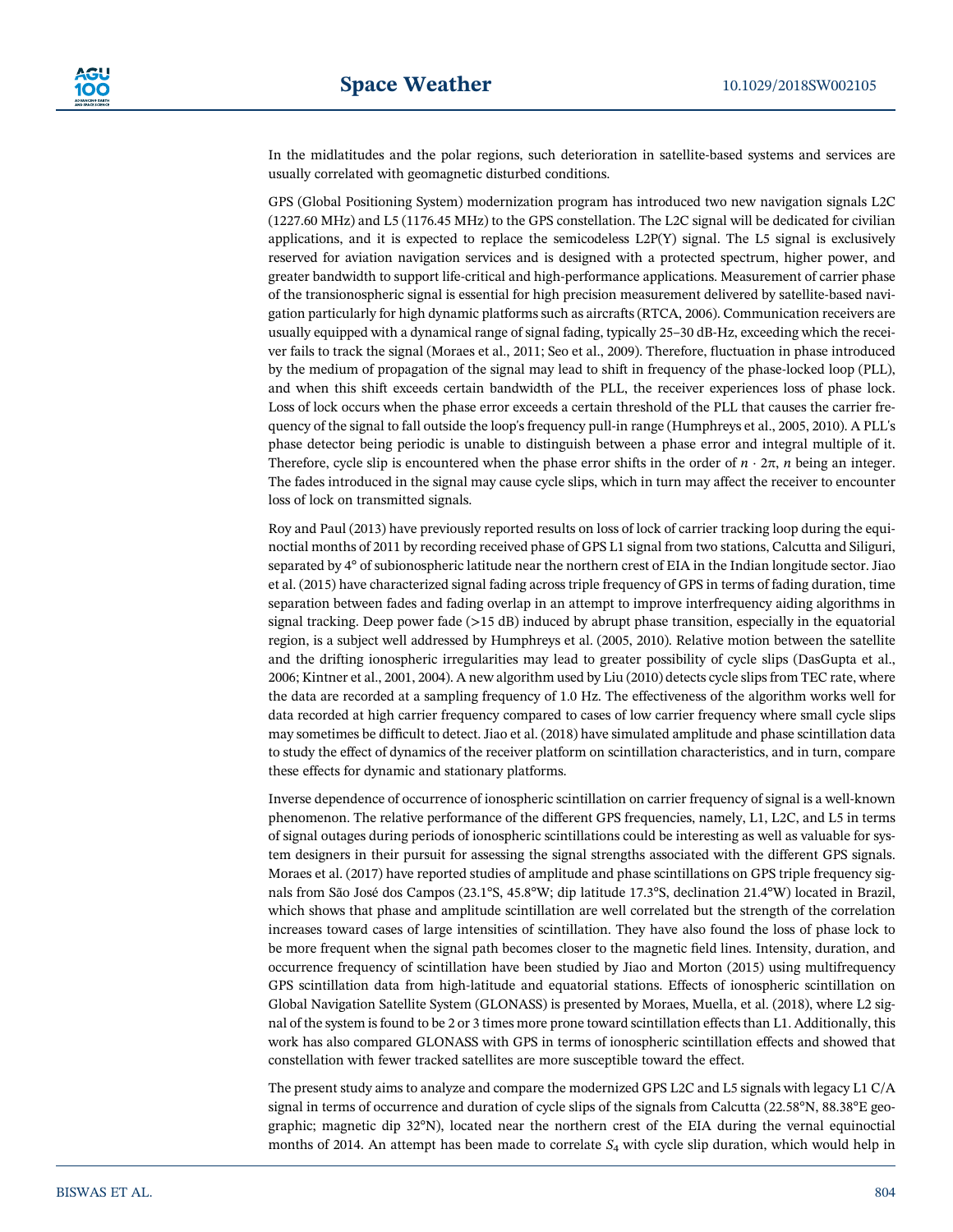In the midlatitudes and the polar regions, such deterioration in satellite-based systems and services are usually correlated with geomagnetic disturbed conditions.

GPS (Global Positioning System) modernization program has introduced two new navigation signals L2C (1227.60 MHz) and L5 (1176.45 MHz) to the GPS constellation. The L2C signal will be dedicated for civilian applications, and it is expected to replace the semicodeless L2P(Y) signal. The L5 signal is exclusively reserved for aviation navigation services and is designed with a protected spectrum, higher power, and greater bandwidth to support life-critical and high-performance applications. Measurement of carrier phase of the transionospheric signal is essential for high precision measurement delivered by satellite-based navigation particularly for high dynamic platforms such as aircrafts (RTCA, 2006). Communication receivers are usually equipped with a dynamical range of signal fading, typically 25–30 dB-Hz, exceeding which the receiver fails to track the signal (Moraes et al., 2011; Seo et al., 2009). Therefore, fluctuation in phase introduced by the medium of propagation of the signal may lead to shift in frequency of the phase-locked loop (PLL), and when this shift exceeds certain bandwidth of the PLL, the receiver experiences loss of phase lock. Loss of lock occurs when the phase error exceeds a certain threshold of the PLL that causes the carrier frequency of the signal to fall outside the loop's frequency pull-in range (Humphreys et al., 2005, 2010). A PLL's phase detector being periodic is unable to distinguish between a phase error and integral multiple of it. Therefore, cycle slip is encountered when the phase error shifts in the order of $n \cdot 2\pi$, $n$ being an integer. The fades introduced in the signal may cause cycle slips, which in turn may affect the receiver to encounter loss of lock on transmitted signals.

Roy and Paul (2013) have previously reported results on loss of lock of carrier tracking loop during the equinoctial months of 2011 by recording received phase of GPS L1 signal from two stations, Calcutta and Siliguri, separated by 4° of subionospheric latitude near the northern crest of EIA in the Indian longitude sector. Jiao et al. (2015) have characterized signal fading across triple frequency of GPS in terms of fading duration, time separation between fades and fading overlap in an attempt to improve interfrequency aiding algorithms in signal tracking. Deep power fade (>15 dB) induced by abrupt phase transition, especially in the equatorial region, is a subject well addressed by Humphreys et al. (2005, 2010). Relative motion between the satellite and the drifting ionospheric irregularities may lead to greater possibility of cycle slips (DasGupta et al., 2006; Kintner et al., 2001, 2004). A new algorithm used by Liu (2010) detects cycle slips from TEC rate, where the data are recorded at a sampling frequency of 1.0 Hz. The effectiveness of the algorithm works well for data recorded at high carrier frequency compared to cases of low carrier frequency where small cycle slips may sometimes be difficult to detect. Jiao et al. (2018) have simulated amplitude and phase scintillation data to study the effect of dynamics of the receiver platform on scintillation characteristics, and in turn, compare these effects for dynamic and stationary platforms.

Inverse dependence of occurrence of ionospheric scintillation on carrier frequency of signal is a well-known phenomenon. The relative performance of the different GPS frequencies, namely, L1, L2C, and L5 in terms of signal outages during periods of ionospheric scintillations could be interesting as well as valuable for system designers in their pursuit for assessing the signal strengths associated with the different GPS signals. Moraes et al. (2017) have reported studies of amplitude and phase scintillations on GPS triple frequency signals from São José dos Campos (23.1°S, 45.8°W; dip latitude 17.3°S, declination 21.4°W) located in Brazil, which shows that phase and amplitude scintillation are well correlated but the strength of the correlation increases toward cases of large intensities of scintillation. They have also found the loss of phase lock to be more frequent when the signal path becomes closer to the magnetic field lines. Intensity, duration, and occurrence frequency of scintillation have been studied by Jiao and Morton (2015) using multifrequency GPS scintillation data from high-latitude and equatorial stations. Effects of ionospheric scintillation on Global Navigation Satellite System (GLONASS) is presented by Moraes, Muella, et al. (2018), where L2 signal of the system is found to be 2 or 3 times more prone toward scintillation effects than L1. Additionally, this work has also compared GLONASS with GPS in terms of ionospheric scintillation effects and showed that constellation with fewer tracked satellites are more susceptible toward the effect.

The present study aims to analyze and compare the modernized GPS L2C and L5 signals with legacy L1 C/A signal in terms of occurrence and duration of cycle slips of the signals from Calcutta (22.58°N, 88.38°E geographic; magnetic dip 32°N), located near the northern crest of the EIA during the vernal equinoctial months of 2014. An attempt has been made to correlate $S_4$ with cycle slip duration, which would help in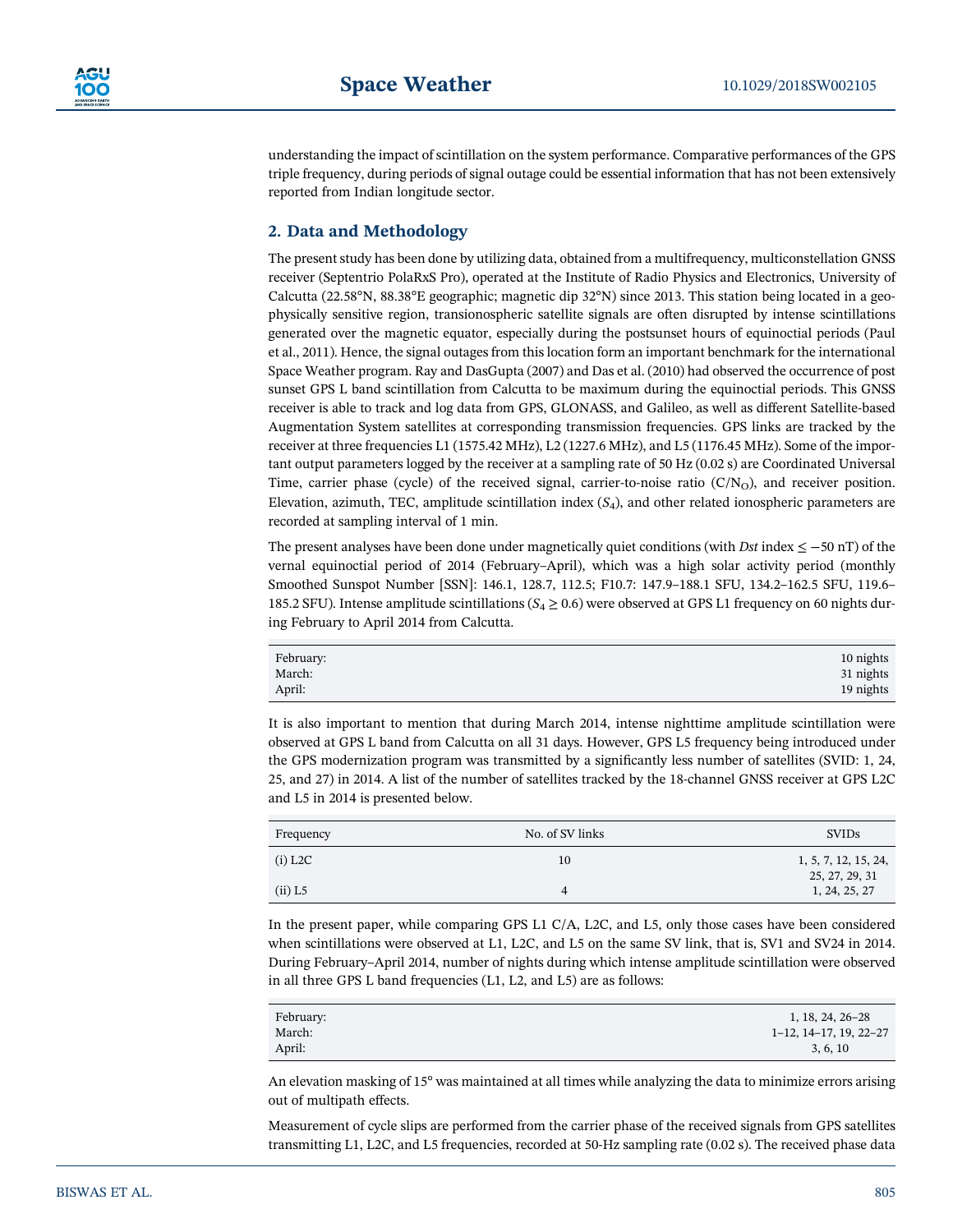understanding the impact of scintillation on the system performance. Comparative performances of the GPS triple frequency, during periods of signal outage could be essential information that has not been extensively reported from Indian longitude sector.

## 2. Data and Methodology

The present study has been done by utilizing data, obtained from a multifrequency, multiconstellation GNSS receiver (Septentrio PolaRxS Pro), operated at the Institute of Radio Physics and Electronics, University of Calcutta (22.58°N, 88.38°E geographic; magnetic dip 32°N) since 2013. This station being located in a geophysically sensitive region, transionospheric satellite signals are often disrupted by intense scintillations generated over the magnetic equator, especially during the postsunset hours of equinoctial periods (Paul et al., 2011). Hence, the signal outages from this location form an important benchmark for the international Space Weather program. Ray and DasGupta (2007) and Das et al. (2010) had observed the occurrence of post sunset GPS L band scintillation from Calcutta to be maximum during the equinoctial periods. This GNSS receiver is able to track and log data from GPS, GLONASS, and Galileo, as well as different Satellite-based Augmentation System satellites at corresponding transmission frequencies. GPS links are tracked by the receiver at three frequencies L1 (1575.42 MHz), L2 (1227.6 MHz), and L5 (1176.45 MHz). Some of the important output parameters logged by the receiver at a sampling rate of 50 Hz (0.02 s) are Coordinated Universal Time, carrier phase (cycle) of the received signal, carrier-to-noise ratio ($C/N_O$), and receiver position. Elevation, azimuth, TEC, amplitude scintillation index ($S_4$), and other related ionospheric parameters are recorded at sampling interval of 1 min.

The present analyses have been done under magnetically quiet conditions (with *Dst* index ≤ −50 nT) of the vernal equinoctial period of 2014 (February–April), which was a high solar activity period (monthly Smoothed Sunspot Number [SSN]: 146.1, 128.7, 112.5; F10.7: 147.9–188.1 SFU, 134.2–162.5 SFU, 119.6–185.2 SFU). Intense amplitude scintillations ($S_4 \geq 0.6$) were observed at GPS L1 frequency on 60 nights during February to April 2014 from Calcutta.

| | |
|---|---|
| February: | 10 nights |
| March: | 31 nights |
| April: | 19 nights |

It is also important to mention that during March 2014, intense nighttime amplitude scintillation were observed at GPS L band from Calcutta on all 31 days. However, GPS L5 frequency being introduced under the GPS modernization program was transmitted by a significantly less number of satellites (SVID: 1, 24, 25, and 27) in 2014. A list of the number of satellites tracked by the 18-channel GNSS receiver at GPS L2C and L5 in 2014 is presented below.

| Frequency | No. of SV links | SVIDs |
|---|---|---|
| (i) L2C | 10 | 1, 5, 7, 12, 15, 24, 25, 27, 29, 31 |
| (ii) L5 | 4 | 1, 24, 25, 27 |

In the present paper, while comparing GPS L1 C/A, L2C, and L5, only those cases have been considered when scintillations were observed at L1, L2C, and L5 on the same SV link, that is, SV1 and SV24 in 2014. During February–April 2014, number of nights during which intense amplitude scintillation were observed in all three GPS L band frequencies (L1, L2, and L5) are as follows:

| | |
|---|---|
| February: | 1, 18, 24, 26–28 |
| March: | 1–12, 14–17, 19, 22–27 |
| April: | 3, 6, 10 |

An elevation masking of 15° was maintained at all times while analyzing the data to minimize errors arising out of multipath effects.

Measurement of cycle slips are performed from the carrier phase of the received signals from GPS satellites transmitting L1, L2C, and L5 frequencies, recorded at 50-Hz sampling rate (0.02 s). The received phase data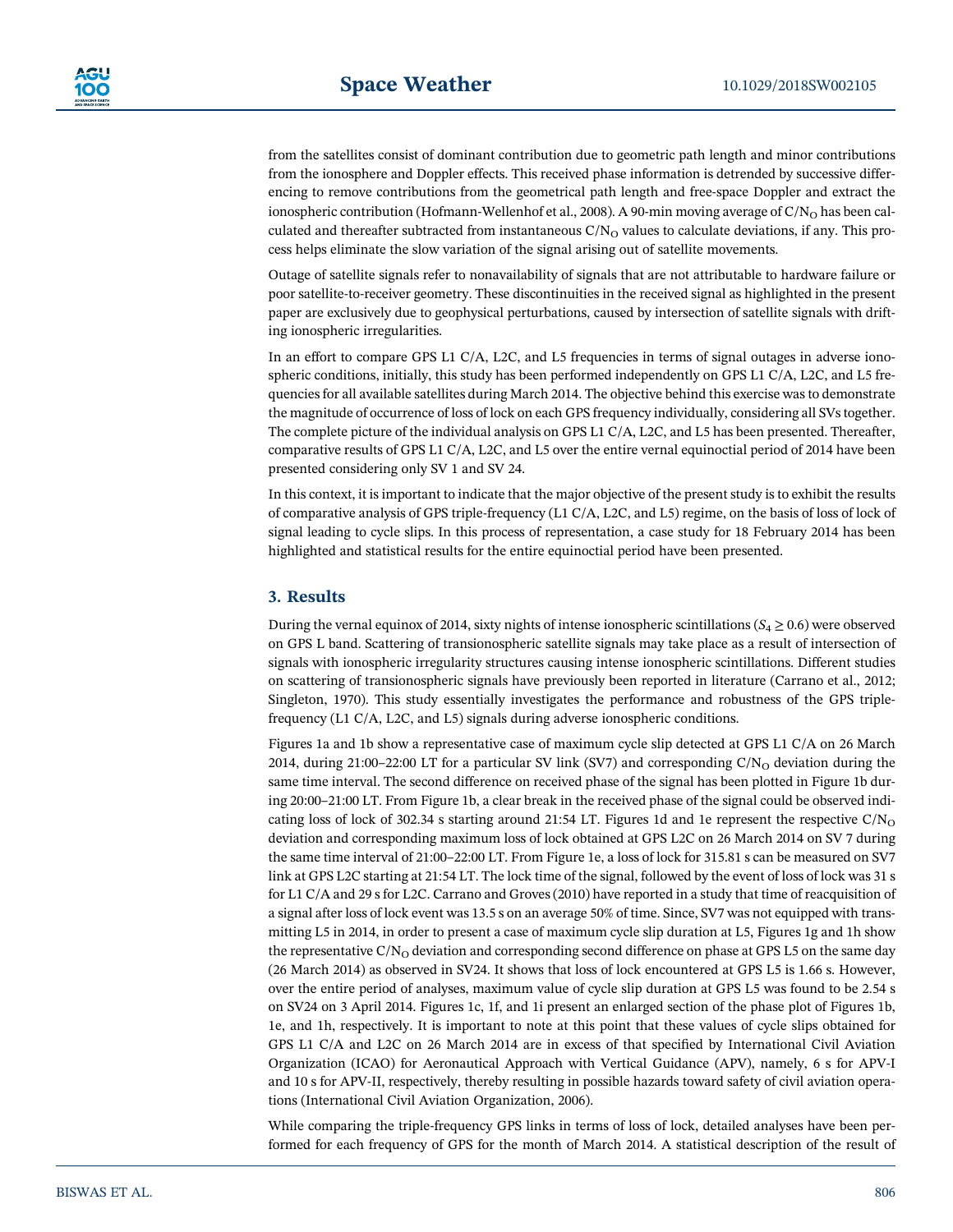from the satellites consist of dominant contribution due to geometric path length and minor contributions from the ionosphere and Doppler effects. This received phase information is detrended by successive differencing to remove contributions from the geometrical path length and free-space Doppler and extract the ionospheric contribution (Hofmann-Wellenhof et al., 2008). A 90-min moving average of $C/N_O$ has been calculated and thereafter subtracted from instantaneous $C/N_O$ values to calculate deviations, if any. This process helps eliminate the slow variation of the signal arising out of satellite movements.

Outage of satellite signals refer to nonavailability of signals that are not attributable to hardware failure or poor satellite-to-receiver geometry. These discontinuities in the received signal as highlighted in the present paper are exclusively due to geophysical perturbations, caused by intersection of satellite signals with drifting ionospheric irregularities.

In an effort to compare GPS L1 C/A, L2C, and L5 frequencies in terms of signal outages in adverse ionospheric conditions, initially, this study has been performed independently on GPS L1 C/A, L2C, and L5 frequencies for all available satellites during March 2014. The objective behind this exercise was to demonstrate the magnitude of occurrence of loss of lock on each GPS frequency individually, considering all SVs together. The complete picture of the individual analysis on GPS L1 C/A, L2C, and L5 has been presented. Thereafter, comparative results of GPS L1 C/A, L2C, and L5 over the entire vernal equinoctial period of 2014 have been presented considering only SV 1 and SV 24.

In this context, it is important to indicate that the major objective of the present study is to exhibit the results of comparative analysis of GPS triple-frequency (L1 C/A, L2C, and L5) regime, on the basis of loss of lock of signal leading to cycle slips. In this process of representation, a case study for 18 February 2014 has been highlighted and statistical results for the entire equinoctial period have been presented.

## 3. Results

During the vernal equinox of 2014, sixty nights of intense ionospheric scintillations ($S_4 \geq 0.6$) were observed on GPS L band. Scattering of transionospheric satellite signals may take place as a result of intersection of signals with ionospheric irregularity structures causing intense ionospheric scintillations. Different studies on scattering of transionospheric signals have previously been reported in literature (Carrano et al., 2012; Singleton, 1970). This study essentially investigates the performance and robustness of the GPS triple-frequency (L1 C/A, L2C, and L5) signals during adverse ionospheric conditions.

Figures 1a and 1b show a representative case of maximum cycle slip detected at GPS L1 C/A on 26 March 2014, during 21:00–22:00 LT for a particular SV link (SV7) and corresponding $C/N_O$ deviation during the same time interval. The second difference on received phase of the signal has been plotted in Figure 1b during 20:00–21:00 LT. From Figure 1b, a clear break in the received phase of the signal could be observed indicating loss of lock of 302.34 s starting around 21:54 LT. Figures 1d and 1e represent the respective $C/N_O$ deviation and corresponding maximum loss of lock obtained at GPS L2C on 26 March 2014 on SV 7 during the same time interval of 21:00–22:00 LT. From Figure 1e, a loss of lock for 315.81 s can be measured on SV7 link at GPS L2C starting at 21:54 LT. The lock time of the signal, followed by the event of loss of lock was 31 s for L1 C/A and 29 s for L2C. Carrano and Groves (2010) have reported in a study that time of reacquisition of a signal after loss of lock event was 13.5 s on an average 50% of time. Since, SV7 was not equipped with transmitting L5 in 2014, in order to present a case of maximum cycle slip duration at L5, Figures 1g and 1h show the representative $C/N_O$ deviation and corresponding second difference on phase at GPS L5 on the same day (26 March 2014) as observed in SV24. It shows that loss of lock encountered at GPS L5 is 1.66 s. However, over the entire period of analyses, maximum value of cycle slip duration at GPS L5 was found to be 2.54 s on SV24 on 3 April 2014. Figures 1c, 1f, and 1i present an enlarged section of the phase plot of Figures 1b, 1e, and 1h, respectively. It is important to note at this point that these values of cycle slips obtained for GPS L1 C/A and L2C on 26 March 2014 are in excess of that specified by International Civil Aviation Organization (ICAO) for Aeronautical Approach with Vertical Guidance (APV), namely, 6 s for APV-I and 10 s for APV-II, respectively, thereby resulting in possible hazards toward safety of civil aviation operations (International Civil Aviation Organization, 2006).

While comparing the triple-frequency GPS links in terms of loss of lock, detailed analyses have been performed for each frequency of GPS for the month of March 2014. A statistical description of the result of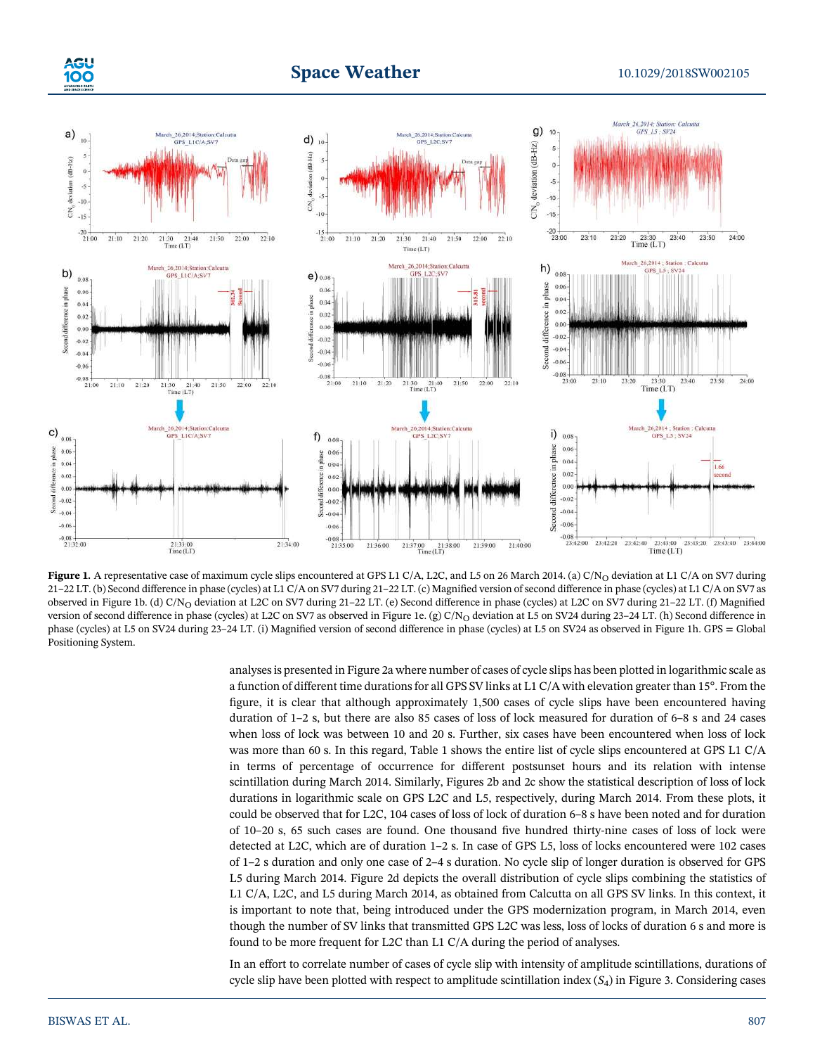**Figure 1.** A representative case of maximum cycle slips encountered at GPS L1 C/A, L2C, and L5 on 26 March 2014. (a) C/N$_O$ deviation at L1 C/A on SV7 during 21–22 LT. (b) Second difference in phase (cycles) at L1 C/A on SV7 during 21–22 LT. (c) Magnified version of second difference in phase (cycles) at L1 C/A on SV7 as observed in Figure 1b. (d) C/N$_O$ deviation at L2C on SV7 during 21–22 LT. (e) Second difference in phase (cycles) at L2C on SV7 during 21–22 LT. (f) Magnified version of second difference in phase (cycles) at L2C on SV7 as observed in Figure 1e. (g) C/N$_O$ deviation at L5 on SV24 during 23–24 LT. (h) Second difference in phase (cycles) at L5 on SV24 during 23–24 LT. (i) Magnified version of second difference in phase (cycles) at L5 on SV24 as observed in Figure 1h. GPS = Global Positioning System.

analyses is presented in Figure 2a where number of cases of cycle slips has been plotted in logarithmic scale as a function of different time durations for all GPS SV links at L1 C/A with elevation greater than 15°. From the figure, it is clear that although approximately 1,500 cases of cycle slips have been encountered having duration of 1–2 s, but there are also 85 cases of loss of lock measured for duration of 6–8 s and 24 cases when loss of lock was between 10 and 20 s. Further, six cases have been encountered when loss of lock was more than 60 s. In this regard, Table 1 shows the entire list of cycle slips encountered at GPS L1 C/A in terms of percentage of occurrence for different postsunset hours and its relation with intense scintillation during March 2014. Similarly, Figures 2b and 2c show the statistical description of loss of lock durations in logarithmic scale on GPS L2C and L5, respectively, during March 2014. From these plots, it could be observed that for L2C, 104 cases of loss of lock of duration 6–8 s have been noted and for duration of 10–20 s, 65 such cases are found. One thousand five hundred thirty-nine cases of loss of lock were detected at L2C, which are of duration 1–2 s. In case of GPS L5, loss of locks encountered were 102 cases of 1–2 s duration and only one case of 2–4 s duration. No cycle slip of longer duration is observed for GPS L5 during March 2014. Figure 2d depicts the overall distribution of cycle slips combining the statistics of L1 C/A, L2C, and L5 during March 2014, as obtained from Calcutta on all GPS SV links. In this context, it is important to note that, being introduced under the GPS modernization program, in March 2014, even though the number of SV links that transmitted GPS L2C was less, loss of locks of duration 6 s and more is found to be more frequent for L2C than L1 C/A during the period of analyses.

In an effort to correlate number of cases of cycle slip with intensity of amplitude scintillations, durations of cycle slip have been plotted with respect to amplitude scintillation index ($S_4$) in Figure 3. Considering cases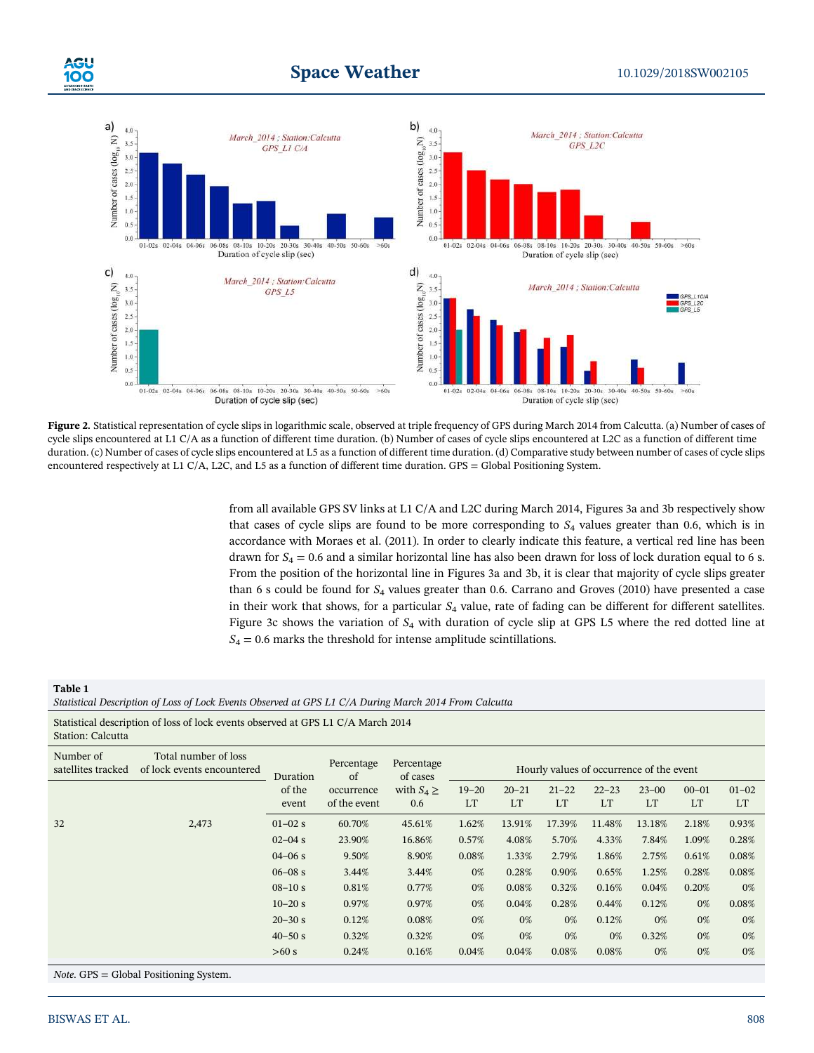**Figure 2.** Statistical representation of cycle slips in logarithmic scale, observed at triple frequency of GPS during March 2014 from Calcutta. (a) Number of cases of cycle slips encountered at L1 C/A as a function of different time duration. (b) Number of cases of cycle slips encountered at L2C as a function of different time duration. (c) Number of cases of cycle slips encountered at L5 as a function of different time duration. (d) Comparative study between number of cases of cycle slips encountered respectively at L1 C/A, L2C, and L5 as a function of different time duration. GPS = Global Positioning System.

from all available GPS SV links at L1 C/A and L2C during March 2014, Figures 3a and 3b respectively show that cases of cycle slips are found to be more corresponding to $S_4$ values greater than 0.6, which is in accordance with Moraes et al. (2011). In order to clearly indicate this feature, a vertical red line has been drawn for $S_4 = 0.6$ and a similar horizontal line has also been drawn for loss of lock duration equal to 6 s. From the position of the horizontal line in Figures 3a and 3b, it is clear that majority of cycle slips greater than 6 s could be found for $S_4$ values greater than 0.6. Carrano and Groves (2010) have presented a case in their work that shows, for a particular $S_4$ value, rate of fading can be different for different satellites. Figure 3c shows the variation of $S_4$ with duration of cycle slip at GPS L5 where the red dotted line at $S_4 = 0.6$ marks the threshold for intense amplitude scintillations.

**Table 1**
*Statistical Description of Loss of Lock Events Observed at GPS L1 C/A During March 2014 From Calcutta*

Statistical description of loss of lock events observed at GPS L1 C/A March 2014
Station: Calcutta

| Number of satellites tracked | Total number of loss of lock events encountered | Duration of the event | Percentage of occurrence of the event | Percentage of cases with $S_4 \geq 0.6$ | Hourly values of occurrence of the event | | | | | | |
|---|---|---|---|---|---|---|---|---|---|---|---|
| | | | | | 19–20 LT | 20–21 LT | 21–22 LT | 22–23 LT | 23–00 LT | 00–01 LT | 01–02 LT |
| 32 | 2,473 | 01–02 s | 60.70% | 45.61% | 1.62% | 13.91% | 17.39% | 11.48% | 13.18% | 2.18% | 0.93% |
| | | 02–04 s | 23.90% | 16.86% | 0.57% | 4.08% | 5.70% | 4.33% | 7.84% | 1.09% | 0.28% |
| | | 04–06 s | 9.50% | 8.90% | 0.08% | 1.33% | 2.79% | 1.86% | 2.75% | 0.61% | 0.08% |
| | | 06–08 s | 3.44% | 3.44% | 0% | 0.28% | 0.90% | 0.65% | 1.25% | 0.28% | 0.08% |
| | | 08–10 s | 0.81% | 0.77% | 0% | 0.08% | 0.32% | 0.16% | 0.04% | 0.20% | 0% |
| | | 10–20 s | 0.97% | 0.97% | 0% | 0.04% | 0.28% | 0.44% | 0.12% | 0% | 0.08% |
| | | 20–30 s | 0.12% | 0.08% | 0% | 0% | 0% | 0.12% | 0% | 0% | 0% |
| | | 40–50 s | 0.32% | 0.32% | 0% | 0% | 0% | 0% | 0.32% | 0% | 0% |
| | | >60 s | 0.24% | 0.16% | 0.04% | 0.04% | 0.08% | 0.08% | 0% | 0% | 0% |

*Note.* GPS = Global Positioning System.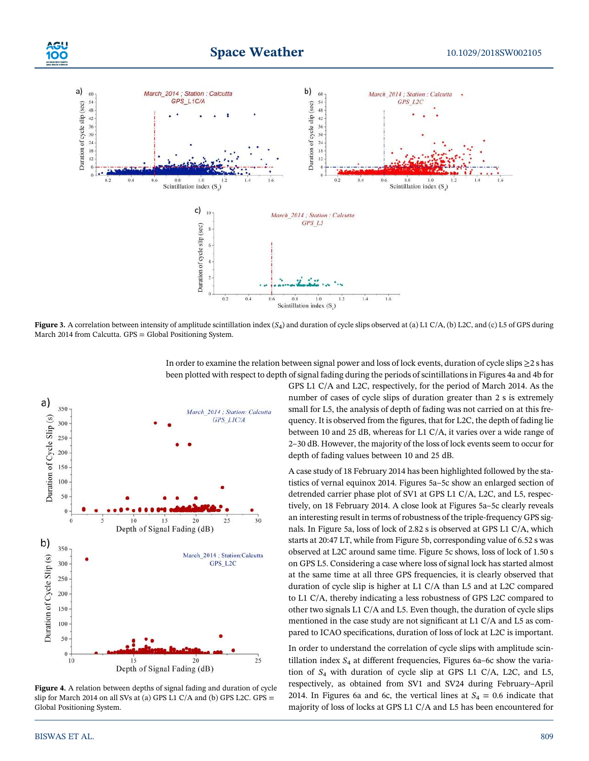**Figure 3.** A correlation between intensity of amplitude scintillation index ($S_4$) and duration of cycle slips observed at (a) L1 C/A, (b) L2C, and (c) L5 of GPS during March 2014 from Calcutta. GPS = Global Positioning System.

In order to examine the relation between signal power and loss of lock events, duration of cycle slips ≥2 s has been plotted with respect to depth of signal fading during the periods of scintillations in Figures 4a and 4b for GPS L1 C/A and L2C, respectively, for the period of March 2014. As the number of cases of cycle slips of duration greater than 2 s is extremely small for L5, the analysis of depth of fading was not carried on at this frequency. It is observed from the figures, that for L2C, the depth of fading lie between 10 and 25 dB, whereas for L1 C/A, it varies over a wide range of 2–30 dB. However, the majority of the loss of lock events seem to occur for depth of fading values between 10 and 25 dB.

**Figure 4.** A relation between depths of signal fading and duration of cycle slip for March 2014 on all SVs at (a) GPS L1 C/A and (b) GPS L2C. GPS = Global Positioning System.

A case study of 18 February 2014 has been highlighted followed by the statistics of vernal equinox 2014. Figures 5a–5c show an enlarged section of detrended carrier phase plot of SV1 at GPS L1 C/A, L2C, and L5, respectively, on 18 February 2014. A close look at Figures 5a–5c clearly reveals an interesting result in terms of robustness of the triple-frequency GPS signals. In Figure 5a, loss of lock of 2.82 s is observed at GPS L1 C/A, which starts at 20:47 LT, while from Figure 5b, corresponding value of 6.52 s was observed at L2C around same time. Figure 5c shows, loss of lock of 1.50 s on GPS L5. Considering a case where loss of signal lock has started almost at the same time at all three GPS frequencies, it is clearly observed that duration of cycle slip is higher at L1 C/A than L5 and at L2C compared to L1 C/A, thereby indicating a less robustness of GPS L2C compared to other two signals L1 C/A and L5. Even though, the duration of cycle slips mentioned in the case study are not significant at L1 C/A and L5 as compared to ICAO specifications, duration of loss of lock at L2C is important.

In order to understand the correlation of cycle slips with amplitude scintillation index $S_4$ at different frequencies, Figures 6a–6c show the variation of $S_4$ with duration of cycle slip at GPS L1 C/A, L2C, and L5, respectively, as obtained from SV1 and SV24 during February–April 2014. In Figures 6a and 6c, the vertical lines at $S_4 = 0.6$ indicate that majority of loss of locks at GPS L1 C/A and L5 has been encountered for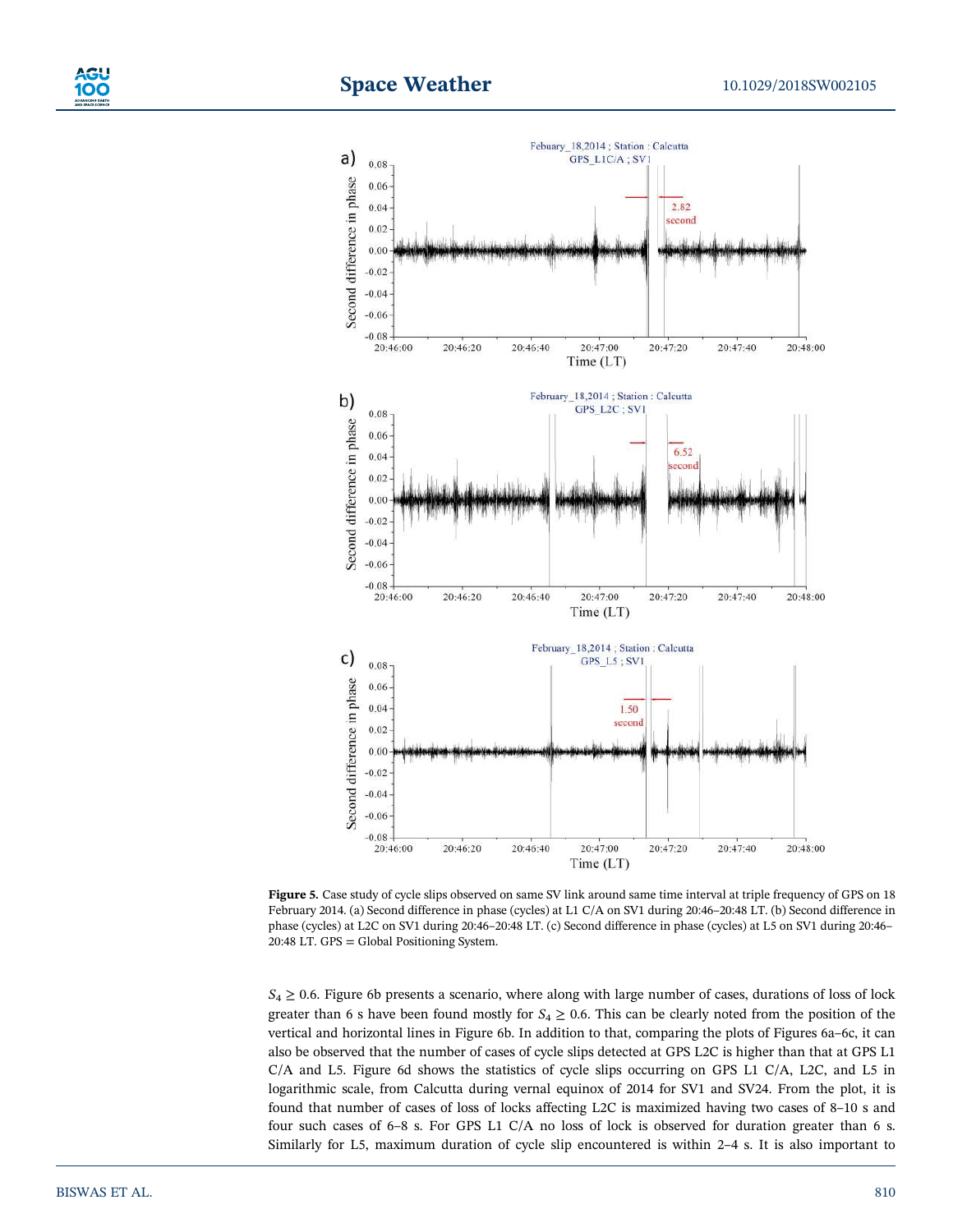**Figure 5.** Case study of cycle slips observed on same SV link around same time interval at triple frequency of GPS on 18 February 2014. (a) Second difference in phase (cycles) at L1 C/A on SV1 during 20:46–20:48 LT. (b) Second difference in phase (cycles) at L2C on SV1 during 20:46–20:48 LT. (c) Second difference in phase (cycles) at L5 on SV1 during 20:46–20:48 LT. GPS = Global Positioning System.

$S_4 \geq 0.6$. Figure 6b presents a scenario, where along with large number of cases, durations of loss of lock greater than 6 s have been found mostly for $S_4 \geq 0.6$. This can be clearly noted from the position of the vertical and horizontal lines in Figure 6b. In addition to that, comparing the plots of Figures 6a–6c, it can also be observed that the number of cases of cycle slips detected at GPS L2C is higher than that at GPS L1 C/A and L5. Figure 6d shows the statistics of cycle slips occurring on GPS L1 C/A, L2C, and L5 in logarithmic scale, from Calcutta during vernal equinox of 2014 for SV1 and SV24. From the plot, it is found that number of cases of loss of locks affecting L2C is maximized having two cases of 8–10 s and four such cases of 6–8 s. For GPS L1 C/A no loss of lock is observed for duration greater than 6 s. Similarly for L5, maximum duration of cycle slip encountered is within 2–4 s. It is also important to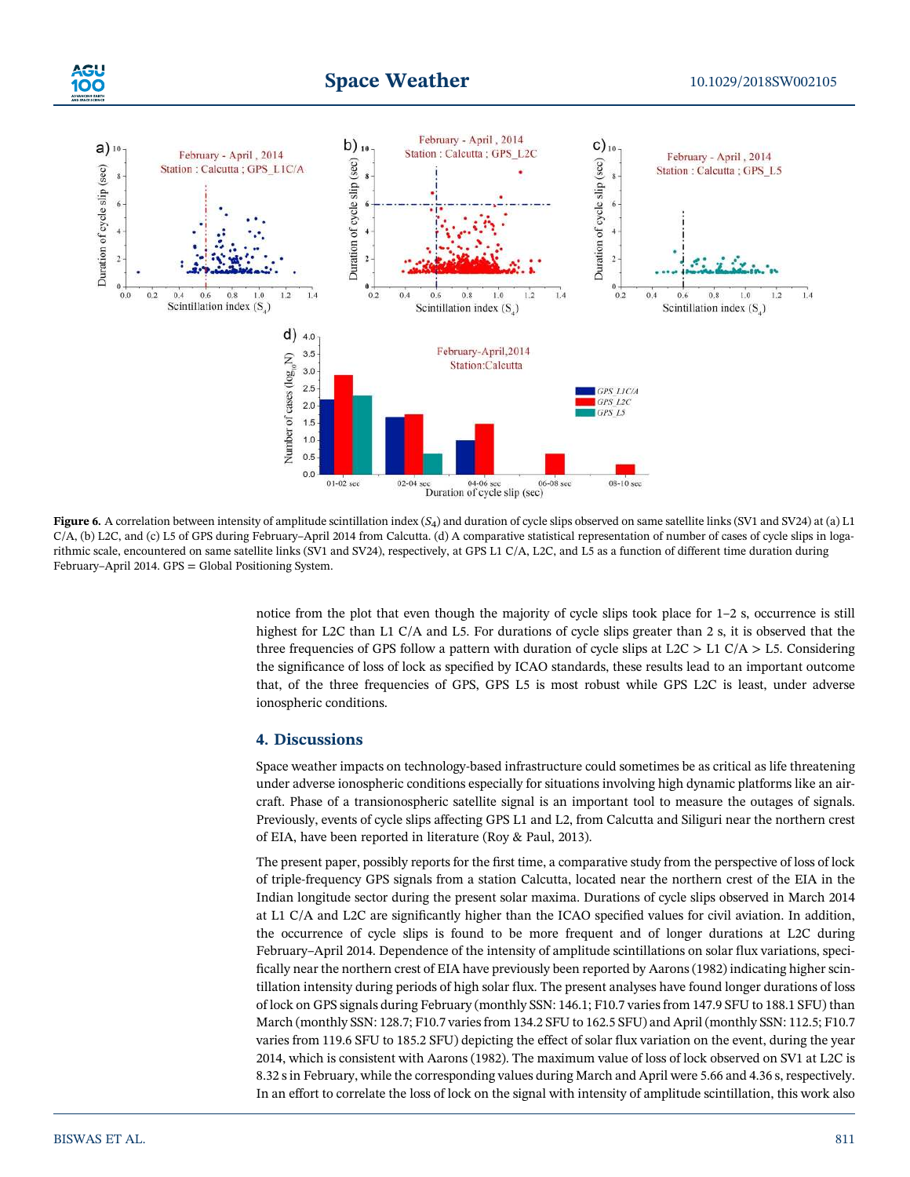Figure 6. A correlation between intensity of amplitude scintillation index ($S_4$) and duration of cycle slips observed on same satellite links (SV1 and SV24) at (a) L1 C/A, (b) L2C, and (c) L5 of GPS during February–April 2014 from Calcutta. (d) A comparative statistical representation of number of cases of cycle slips in logarithmic scale, encountered on same satellite links (SV1 and SV24), respectively, at GPS L1 C/A, L2C, and L5 as a function of different time duration during February–April 2014. GPS = Global Positioning System.

notice from the plot that even though the majority of cycle slips took place for 1–2 s, occurrence is still highest for L2C than L1 C/A and L5. For durations of cycle slips greater than 2 s, it is observed that the three frequencies of GPS follow a pattern with duration of cycle slips at L2C > L1 C/A > L5. Considering the significance of loss of lock as specified by ICAO standards, these results lead to an important outcome that, of the three frequencies of GPS, GPS L5 is most robust while GPS L2C is least, under adverse ionospheric conditions.

## 4. Discussions

Space weather impacts on technology-based infrastructure could sometimes be as critical as life threatening under adverse ionospheric conditions especially for situations involving high dynamic platforms like an aircraft. Phase of a transionospheric satellite signal is an important tool to measure the outages of signals. Previously, events of cycle slips affecting GPS L1 and L2, from Calcutta and Siliguri near the northern crest of EIA, have been reported in literature (Roy & Paul, 2013).

The present paper, possibly reports for the first time, a comparative study from the perspective of loss of lock of triple-frequency GPS signals from a station Calcutta, located near the northern crest of the EIA in the Indian longitude sector during the present solar maxima. Durations of cycle slips observed in March 2014 at L1 C/A and L2C are significantly higher than the ICAO specified values for civil aviation. In addition, the occurrence of cycle slips is found to be more frequent and of longer durations at L2C during February–April 2014. Dependence of the intensity of amplitude scintillations on solar flux variations, specifically near the northern crest of EIA have previously been reported by Aarons (1982) indicating higher scintillation intensity during periods of high solar flux. The present analyses have found longer durations of loss of lock on GPS signals during February (monthly SSN: 146.1; F10.7 varies from 147.9 SFU to 188.1 SFU) than March (monthly SSN: 128.7; F10.7 varies from 134.2 SFU to 162.5 SFU) and April (monthly SSN: 112.5; F10.7 varies from 119.6 SFU to 185.2 SFU) depicting the effect of solar flux variation on the event, during the year 2014, which is consistent with Aarons (1982). The maximum value of loss of lock observed on SV1 at L2C is 8.32 s in February, while the corresponding values during March and April were 5.66 and 4.36 s, respectively. In an effort to correlate the loss of lock on the signal with intensity of amplitude scintillation, this work also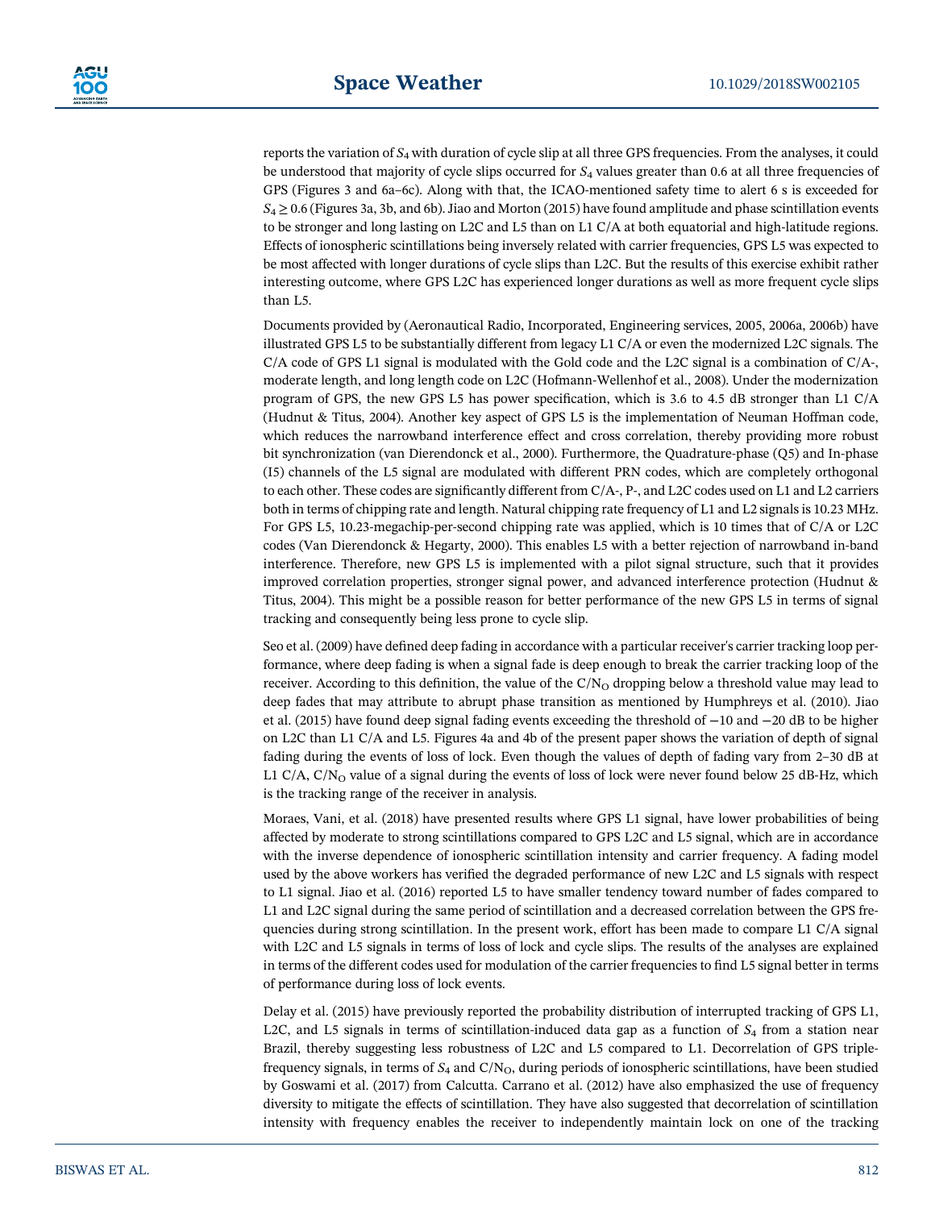reports the variation of $S_4$ with duration of cycle slip at all three GPS frequencies. From the analyses, it could be understood that majority of cycle slips occurred for $S_4$ values greater than 0.6 at all three frequencies of GPS (Figures 3 and 6a–6c). Along with that, the ICAO-mentioned safety time to alert 6 s is exceeded for $S_4 \geq 0.6$ (Figures 3a, 3b, and 6b). Jiao and Morton (2015) have found amplitude and phase scintillation events to be stronger and long lasting on L2C and L5 than on L1 C/A at both equatorial and high-latitude regions. Effects of ionospheric scintillations being inversely related with carrier frequencies, GPS L5 was expected to be most affected with longer durations of cycle slips than L2C. But the results of this exercise exhibit rather interesting outcome, where GPS L2C has experienced longer durations as well as more frequent cycle slips than L5.

Documents provided by (Aeronautical Radio, Incorporated, Engineering services, 2005, 2006a, 2006b) have illustrated GPS L5 to be substantially different from legacy L1 C/A or even the modernized L2C signals. The C/A code of GPS L1 signal is modulated with the Gold code and the L2C signal is a combination of C/A-, moderate length, and long length code on L2C (Hofmann-Wellenhof et al., 2008). Under the modernization program of GPS, the new GPS L5 has power specification, which is 3.6 to 4.5 dB stronger than L1 C/A (Hudnut & Titus, 2004). Another key aspect of GPS L5 is the implementation of Neuman Hoffman code, which reduces the narrowband interference effect and cross correlation, thereby providing more robust bit synchronization (van Dierendonck et al., 2000). Furthermore, the Quadrature-phase (Q5) and In-phase (I5) channels of the L5 signal are modulated with different PRN codes, which are completely orthogonal to each other. These codes are significantly different from C/A-, P-, and L2C codes used on L1 and L2 carriers both in terms of chipping rate and length. Natural chipping rate frequency of L1 and L2 signals is 10.23 MHz. For GPS L5, 10.23-megachip-per-second chipping rate was applied, which is 10 times that of C/A or L2C codes (Van Dierendonck & Hegarty, 2000). This enables L5 with a better rejection of narrowband in-band interference. Therefore, new GPS L5 is implemented with a pilot signal structure, such that it provides improved correlation properties, stronger signal power, and advanced interference protection (Hudnut & Titus, 2004). This might be a possible reason for better performance of the new GPS L5 in terms of signal tracking and consequently being less prone to cycle slip.

Seo et al. (2009) have defined deep fading in accordance with a particular receiver's carrier tracking loop performance, where deep fading is when a signal fade is deep enough to break the carrier tracking loop of the receiver. According to this definition, the value of the $C/N_O$ dropping below a threshold value may lead to deep fades that may attribute to abrupt phase transition as mentioned by Humphreys et al. (2010). Jiao et al. (2015) have found deep signal fading events exceeding the threshold of −10 and −20 dB to be higher on L2C than L1 C/A and L5. Figures 4a and 4b of the present paper shows the variation of depth of signal fading during the events of loss of lock. Even though the values of depth of fading vary from 2–30 dB at L1 C/A, $C/N_O$ value of a signal during the events of loss of lock were never found below 25 dB-Hz, which is the tracking range of the receiver in analysis.

Moraes, Vani, et al. (2018) have presented results where GPS L1 signal, have lower probabilities of being affected by moderate to strong scintillations compared to GPS L2C and L5 signal, which are in accordance with the inverse dependence of ionospheric scintillation intensity and carrier frequency. A fading model used by the above workers has verified the degraded performance of new L2C and L5 signals with respect to L1 signal. Jiao et al. (2016) reported L5 to have smaller tendency toward number of fades compared to L1 and L2C signal during the same period of scintillation and a decreased correlation between the GPS frequencies during strong scintillation. In the present work, effort has been made to compare L1 C/A signal with L2C and L5 signals in terms of loss of lock and cycle slips. The results of the analyses are explained in terms of the different codes used for modulation of the carrier frequencies to find L5 signal better in terms of performance during loss of lock events.

Delay et al. (2015) have previously reported the probability distribution of interrupted tracking of GPS L1, L2C, and L5 signals in terms of scintillation-induced data gap as a function of $S_4$ from a station near Brazil, thereby suggesting less robustness of L2C and L5 compared to L1. Decorrelation of GPS triple-frequency signals, in terms of $S_4$ and $C/N_O$, during periods of ionospheric scintillations, have been studied by Goswami et al. (2017) from Calcutta. Carrano et al. (2012) have also emphasized the use of frequency diversity to mitigate the effects of scintillation. They have also suggested that decorrelation of scintillation intensity with frequency enables the receiver to independently maintain lock on one of the tracking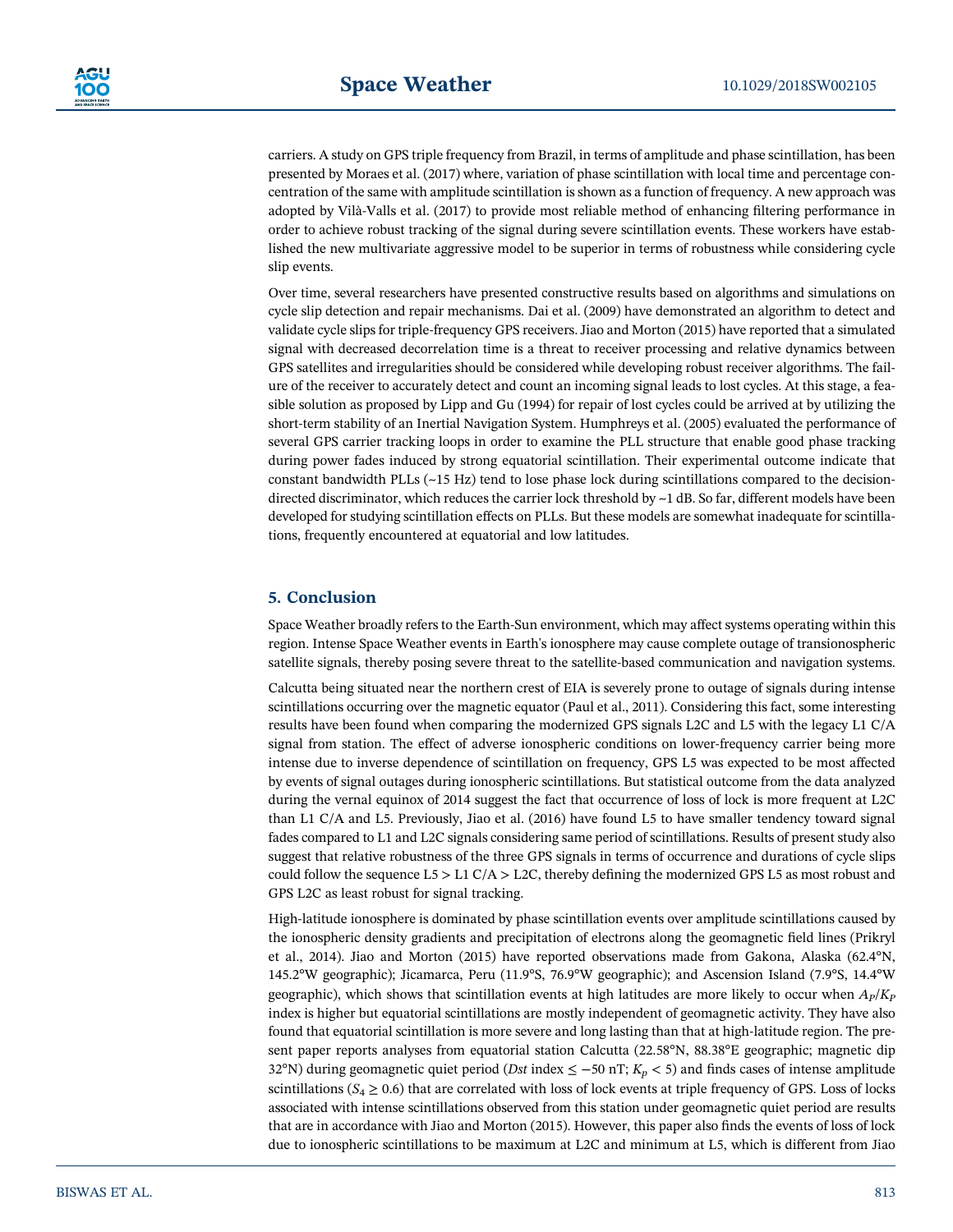carriers. A study on GPS triple frequency from Brazil, in terms of amplitude and phase scintillation, has been presented by Moraes et al. (2017) where, variation of phase scintillation with local time and percentage concentration of the same with amplitude scintillation is shown as a function of frequency. A new approach was adopted by Vilà-Valls et al. (2017) to provide most reliable method of enhancing filtering performance in order to achieve robust tracking of the signal during severe scintillation events. These workers have established the new multivariate aggressive model to be superior in terms of robustness while considering cycle slip events.

Over time, several researchers have presented constructive results based on algorithms and simulations on cycle slip detection and repair mechanisms. Dai et al. (2009) have demonstrated an algorithm to detect and validate cycle slips for triple-frequency GPS receivers. Jiao and Morton (2015) have reported that a simulated signal with decreased decorrelation time is a threat to receiver processing and relative dynamics between GPS satellites and irregularities should be considered while developing robust receiver algorithms. The failure of the receiver to accurately detect and count an incoming signal leads to lost cycles. At this stage, a feasible solution as proposed by Lipp and Gu (1994) for repair of lost cycles could be arrived at by utilizing the short-term stability of an Inertial Navigation System. Humphreys et al. (2005) evaluated the performance of several GPS carrier tracking loops in order to examine the PLL structure that enable good phase tracking during power fades induced by strong equatorial scintillation. Their experimental outcome indicate that constant bandwidth PLLs (~15 Hz) tend to lose phase lock during scintillations compared to the decision-directed discriminator, which reduces the carrier lock threshold by ~1 dB. So far, different models have been developed for studying scintillation effects on PLLs. But these models are somewhat inadequate for scintillations, frequently encountered at equatorial and low latitudes.

## 5. Conclusion

Space Weather broadly refers to the Earth-Sun environment, which may affect systems operating within this region. Intense Space Weather events in Earth's ionosphere may cause complete outage of transionospheric satellite signals, thereby posing severe threat to the satellite-based communication and navigation systems.

Calcutta being situated near the northern crest of EIA is severely prone to outage of signals during intense scintillations occurring over the magnetic equator (Paul et al., 2011). Considering this fact, some interesting results have been found when comparing the modernized GPS signals L2C and L5 with the legacy L1 C/A signal from station. The effect of adverse ionospheric conditions on lower-frequency carrier being more intense due to inverse dependence of scintillation on frequency, GPS L5 was expected to be most affected by events of signal outages during ionospheric scintillations. But statistical outcome from the data analyzed during the vernal equinox of 2014 suggest the fact that occurrence of loss of lock is more frequent at L2C than L1 C/A and L5. Previously, Jiao et al. (2016) have found L5 to have smaller tendency toward signal fades compared to L1 and L2C signals considering same period of scintillations. Results of present study also suggest that relative robustness of the three GPS signals in terms of occurrence and durations of cycle slips could follow the sequence L5 > L1 C/A > L2C, thereby defining the modernized GPS L5 as most robust and GPS L2C as least robust for signal tracking.

High-latitude ionosphere is dominated by phase scintillation events over amplitude scintillations caused by the ionospheric density gradients and precipitation of electrons along the geomagnetic field lines (Prikryl et al., 2014). Jiao and Morton (2015) have reported observations made from Gakona, Alaska (62.4°N, 145.2°W geographic); Jicamarca, Peru (11.9°S, 76.9°W geographic); and Ascension Island (7.9°S, 14.4°W geographic), which shows that scintillation events at high latitudes are more likely to occur when $A_P/K_P$ index is higher but equatorial scintillations are mostly independent of geomagnetic activity. They have also found that equatorial scintillation is more severe and long lasting than that at high-latitude region. The present paper reports analyses from equatorial station Calcutta (22.58°N, 88.38°E geographic; magnetic dip 32°N) during geomagnetic quiet period (*Dst* index $\leq -50$ nT; $K_p < 5$) and finds cases of intense amplitude scintillations ($S_4 \geq 0.6$) that are correlated with loss of lock events at triple frequency of GPS. Loss of locks associated with intense scintillations observed from this station under geomagnetic quiet period are results that are in accordance with Jiao and Morton (2015). However, this paper also finds the events of loss of lock due to ionospheric scintillations to be maximum at L2C and minimum at L5, which is different from Jiao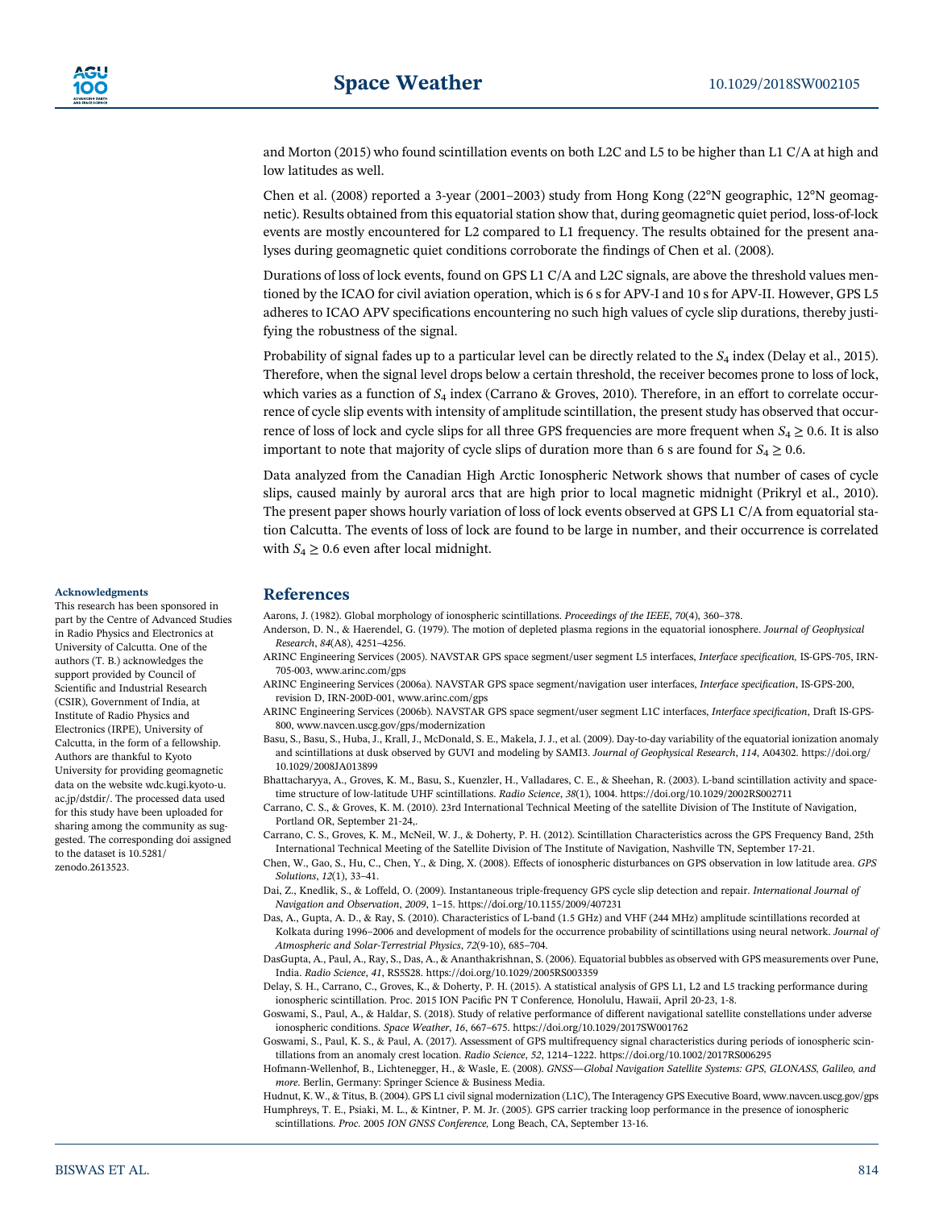and Morton (2015) who found scintillation events on both L2C and L5 to be higher than L1 C/A at high and low latitudes as well.

Chen et al. (2008) reported a 3-year (2001–2003) study from Hong Kong (22°N geographic, 12°N geomagnetic). Results obtained from this equatorial station show that, during geomagnetic quiet period, loss-of-lock events are mostly encountered for L2 compared to L1 frequency. The results obtained for the present analyses during geomagnetic quiet conditions corroborate the findings of Chen et al. (2008).

Durations of loss of lock events, found on GPS L1 C/A and L2C signals, are above the threshold values mentioned by the ICAO for civil aviation operation, which is 6 s for APV-I and 10 s for APV-II. However, GPS L5 adheres to ICAO APV specifications encountering no such high values of cycle slip durations, thereby justifying the robustness of the signal.

Probability of signal fades up to a particular level can be directly related to the $S_4$ index (Delay et al., 2015). Therefore, when the signal level drops below a certain threshold, the receiver becomes prone to loss of lock, which varies as a function of $S_4$ index (Carrano & Groves, 2010). Therefore, in an effort to correlate occurrence of cycle slip events with intensity of amplitude scintillation, the present study has observed that occurrence of loss of lock and cycle slips for all three GPS frequencies are more frequent when $S_4 \geq 0.6$. It is also important to note that majority of cycle slips of duration more than 6 s are found for $S_4 \geq 0.6$.

Data analyzed from the Canadian High Arctic Ionospheric Network shows that number of cases of cycle slips, caused mainly by auroral arcs that are high prior to local magnetic midnight (Prikryl et al., 2010). The present paper shows hourly variation of loss of lock events observed at GPS L1 C/A from equatorial station Calcutta. The events of loss of lock are found to be large in number, and their occurrence is correlated with $S_4 \geq 0.6$ even after local midnight.

## Acknowledgments

This research has been sponsored in part by the Centre of Advanced Studies in Radio Physics and Electronics at University of Calcutta. One of the authors (T. B.) acknowledges the support provided by Council of Scientific and Industrial Research (CSIR), Government of India, at Institute of Radio Physics and Electronics (IRPE), University of Calcutta, in the form of a fellowship. Authors are thankful to Kyoto University for providing geomagnetic data on the website wdc.kugi.kyoto-u.ac.jp/dstdir/. The processed data used for this study have been uploaded for sharing among the community as suggested. The corresponding doi assigned to the dataset is 10.5281/zenodo.2613523.

## References

Aarons, J. (1982). Global morphology of ionospheric scintillations. *Proceedings of the IEEE*, *70*(4), 360–378.

Anderson, D. N., & Haerendel, G. (1979). The motion of depleted plasma regions in the equatorial ionosphere. *Journal of Geophysical Research*, *84*(A8), 4251–4256.

ARINC Engineering Services (2005). NAVSTAR GPS space segment/user segment L5 interfaces, *Interface specification*, IS-GPS-705, IRN-705-003, www.arinc.com/gps

ARINC Engineering Services (2006a). NAVSTAR GPS space segment/navigation user interfaces, *Interface specification*, IS-GPS-200, revision D, IRN-200D-001, www.arinc.com/gps

ARINC Engineering Services (2006b). NAVSTAR GPS space segment/user segment L1C interfaces, *Interface specification*, Draft IS-GPS-800, www.navcen.uscg.gov/gps/modernization

Basu, S., Basu, S., Huba, J., Krall, J., McDonald, S. E., Makela, J. J., et al. (2009). Day-to-day variability of the equatorial ionization anomaly and scintillations at dusk observed by GUVI and modeling by SAMI3. *Journal of Geophysical Research*, *114*, A04302. https://doi.org/10.1029/2008JA013899

Bhattacharyya, A., Groves, K. M., Basu, S., Kuenzler, H., Valladares, C. E., & Sheehan, R. (2003). L-band scintillation activity and space-time structure of low-latitude UHF scintillations. *Radio Science*, *38*(1), 1004. https://doi.org/10.1029/2002RS002711

Carrano, C. S., & Groves, K. M. (2010). 23rd International Technical Meeting of the satellite Division of The Institute of Navigation, Portland OR, September 21-24,.

Carrano, C. S., Groves, K. M., McNeil, W. J., & Doherty, P. H. (2012). Scintillation Characteristics across the GPS Frequency Band, 25th International Technical Meeting of the Satellite Division of The Institute of Navigation, Nashville TN, September 17-21.

Chen, W., Gao, S., Hu, C., Chen, Y., & Ding, X. (2008). Effects of ionospheric disturbances on GPS observation in low latitude area. *GPS Solutions*, *12*(1), 33–41.

Dai, Z., Knedlik, S., & Loffeld, O. (2009). Instantaneous triple-frequency GPS cycle slip detection and repair. *International Journal of Navigation and Observation*, *2009*, 1–15. https://doi.org/10.1155/2009/407231

Das, A., Gupta, A. D., & Ray, S. (2010). Characteristics of L-band (1.5 GHz) and VHF (244 MHz) amplitude scintillations recorded at Kolkata during 1996–2006 and development of models for the occurrence probability of scintillations using neural network. *Journal of Atmospheric and Solar-Terrestrial Physics*, *72*(9-10), 685–704.

DasGupta, A., Paul, A., Ray, S., Das, A., & Ananthakrishnan, S. (2006). Equatorial bubbles as observed with GPS measurements over Pune, India. *Radio Science*, *41*, RS5S28. https://doi.org/10.1029/2005RS003359

Delay, S. H., Carrano, C., Groves, K., & Doherty, P. H. (2015). A statistical analysis of GPS L1, L2 and L5 tracking performance during ionospheric scintillation. Proc. 2015 ION Pacific PN T Conference*,* Honolulu, Hawaii, April 20-23, 1-8.

Goswami, S., Paul, A., & Haldar, S. (2018). Study of relative performance of different navigational satellite constellations under adverse ionospheric conditions. *Space Weather*, *16*, 667–675. https://doi.org/10.1029/2017SW001762

Goswami, S., Paul, K. S., & Paul, A. (2017). Assessment of GPS multifrequency signal characteristics during periods of ionospheric scintillations from an anomaly crest location. *Radio Science*, *52*, 1214–1222. https://doi.org/10.1002/2017RS006295

Hofmann-Wellenhof, B., Lichtenegger, H., & Wasle, E. (2008). *GNSS—Global Navigation Satellite Systems: GPS, GLONASS, Galileo, and more*. Berlin, Germany: Springer Science & Business Media.

Hudnut, K. W., & Titus, B. (2004). GPS L1 civil signal modernization (L1C), The Interagency GPS Executive Board, www.navcen.uscg.gov/gps

Humphreys, T. E., Psiaki, M. L., & Kintner, P. M. Jr. (2005). GPS carrier tracking loop performance in the presence of ionospheric scintillations. *Proc.* 2005 *ION GNSS Conference,* Long Beach, CA, September 13-16.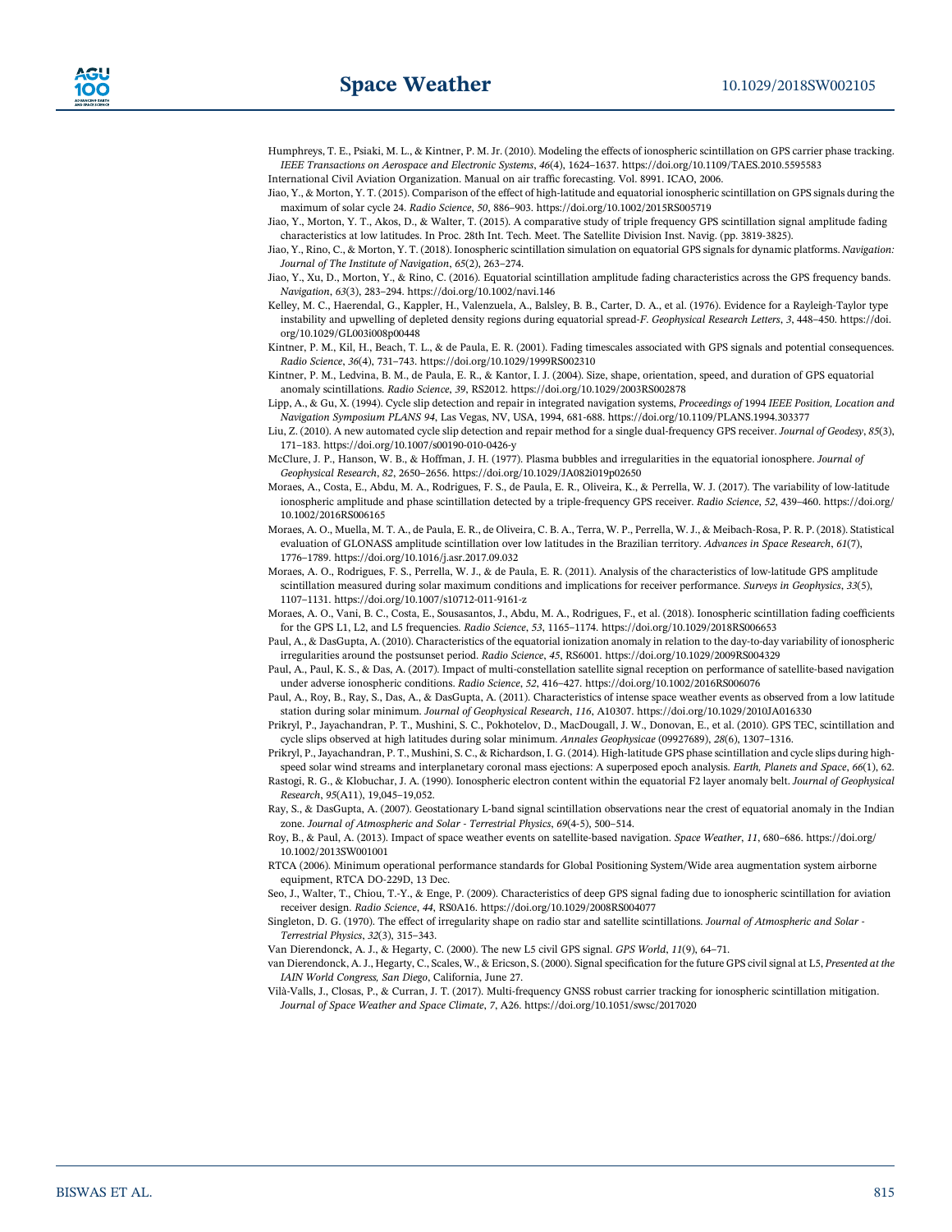Humphreys, T. E., Psiaki, M. L., & Kintner, P. M. Jr. (2010). Modeling the effects of ionospheric scintillation on GPS carrier phase tracking. *IEEE Transactions on Aerospace and Electronic Systems*, *46*(4), 1624–1637. https://doi.org/10.1109/TAES.2010.5595583

International Civil Aviation Organization. Manual on air traffic forecasting. Vol. 8991. ICAO, 2006.

Jiao, Y., & Morton, Y. T. (2015). Comparison of the effect of high-latitude and equatorial ionospheric scintillation on GPS signals during the maximum of solar cycle 24. *Radio Science*, *50*, 886–903. https://doi.org/10.1002/2015RS005719

Jiao, Y., Morton, Y. T., Akos, D., & Walter, T. (2015). A comparative study of triple frequency GPS scintillation signal amplitude fading characteristics at low latitudes. In Proc. 28th Int. Tech. Meet. The Satellite Division Inst. Navig. (pp. 3819-3825).

Jiao, Y., Rino, C., & Morton, Y. T. (2018). Ionospheric scintillation simulation on equatorial GPS signals for dynamic platforms. *Navigation: Journal of The Institute of Navigation*, *65*(2), 263–274.

Jiao, Y., Xu, D., Morton, Y., & Rino, C. (2016). Equatorial scintillation amplitude fading characteristics across the GPS frequency bands. *Navigation*, *63*(3), 283–294. https://doi.org/10.1002/navi.146

Kelley, M. C., Haerendal, G., Kappler, H., Valenzuela, A., Balsley, B. B., Carter, D. A., et al. (1976). Evidence for a Rayleigh-Taylor type instability and upwelling of depleted density regions during equatorial spread-*F*. *Geophysical Research Letters*, *3*, 448–450. https://doi.org/10.1029/GL003i008p00448

Kintner, P. M., Kil, H., Beach, T. L., & de Paula, E. R. (2001). Fading timescales associated with GPS signals and potential consequences. *Radio Science*, *36*(4), 731–743. https://doi.org/10.1029/1999RS002310

Kintner, P. M., Ledvina, B. M., de Paula, E. R., & Kantor, I. J. (2004). Size, shape, orientation, speed, and duration of GPS equatorial anomaly scintillations. *Radio Science*, *39*, RS2012. https://doi.org/10.1029/2003RS002878

Lipp, A., & Gu, X. (1994). Cycle slip detection and repair in integrated navigation systems, *Proceedings of* 1994 *IEEE Position, Location and Navigation Symposium PLANS 94*, Las Vegas, NV, USA, 1994, 681-688. https://doi.org/10.1109/PLANS.1994.303377

Liu, Z. (2010). A new automated cycle slip detection and repair method for a single dual-frequency GPS receiver. *Journal of Geodesy*, *85*(3), 171–183. https://doi.org/10.1007/s00190-010-0426-y

McClure, J. P., Hanson, W. B., & Hoffman, J. H. (1977). Plasma bubbles and irregularities in the equatorial ionosphere. *Journal of Geophysical Research*, *82*, 2650–2656. https://doi.org/10.1029/JA082i019p02650

Moraes, A., Costa, E., Abdu, M. A., Rodrigues, F. S., de Paula, E. R., Oliveira, K., & Perrella, W. J. (2017). The variability of low-latitude ionospheric amplitude and phase scintillation detected by a triple-frequency GPS receiver. *Radio Science*, *52*, 439–460. https://doi.org/10.1002/2016RS006165

Moraes, A. O., Muella, M. T. A., de Paula, E. R., de Oliveira, C. B. A., Terra, W. P., Perrella, W. J., & Meibach-Rosa, P. R. P. (2018). Statistical evaluation of GLONASS amplitude scintillation over low latitudes in the Brazilian territory. *Advances in Space Research*, *61*(7), 1776–1789. https://doi.org/10.1016/j.asr.2017.09.032

Moraes, A. O., Rodrigues, F. S., Perrella, W. J., & de Paula, E. R. (2011). Analysis of the characteristics of low-latitude GPS amplitude scintillation measured during solar maximum conditions and implications for receiver performance. *Surveys in Geophysics*, *33*(5), 1107–1131. https://doi.org/10.1007/s10712-011-9161-z

Moraes, A. O., Vani, B. C., Costa, E., Sousasantos, J., Abdu, M. A., Rodrigues, F., et al. (2018). Ionospheric scintillation fading coefficients for the GPS L1, L2, and L5 frequencies. *Radio Science*, *53*, 1165–1174. https://doi.org/10.1029/2018RS006653

Paul, A., & DasGupta, A. (2010). Characteristics of the equatorial ionization anomaly in relation to the day-to-day variability of ionospheric irregularities around the postsunset period. *Radio Science*, *45*, RS6001. https://doi.org/10.1029/2009RS004329

Paul, A., Paul, K. S., & Das, A. (2017). Impact of multi-constellation satellite signal reception on performance of satellite-based navigation under adverse ionospheric conditions. *Radio Science*, *52*, 416–427. https://doi.org/10.1002/2016RS006076

Paul, A., Roy, B., Ray, S., Das, A., & DasGupta, A. (2011). Characteristics of intense space weather events as observed from a low latitude station during solar minimum. *Journal of Geophysical Research*, *116*, A10307. https://doi.org/10.1029/2010JA016330

Prikryl, P., Jayachandran, P. T., Mushini, S. C., Pokhotelov, D., MacDougall, J. W., Donovan, E., et al. (2010). GPS TEC, scintillation and cycle slips observed at high latitudes during solar minimum. *Annales Geophysicae* (09927689), *28*(6), 1307–1316.

Prikryl, P., Jayachandran, P. T., Mushini, S. C., & Richardson, I. G. (2014). High-latitude GPS phase scintillation and cycle slips during high-speed solar wind streams and interplanetary coronal mass ejections: A superposed epoch analysis. *Earth, Planets and Space*, *66*(1), 62.

Rastogi, R. G., & Klobuchar, J. A. (1990). Ionospheric electron content within the equatorial F2 layer anomaly belt. *Journal of Geophysical Research*, *95*(A11), 19,045–19,052.

Ray, S., & DasGupta, A. (2007). Geostationary L-band signal scintillation observations near the crest of equatorial anomaly in the Indian zone. *Journal of Atmospheric and Solar - Terrestrial Physics*, *69*(4-5), 500–514.

Roy, B., & Paul, A. (2013). Impact of space weather events on satellite-based navigation. *Space Weather*, *11*, 680–686. https://doi.org/10.1002/2013SW001001

RTCA (2006). Minimum operational performance standards for Global Positioning System/Wide area augmentation system airborne equipment, RTCA DO-229D, 13 Dec.

Seo, J., Walter, T., Chiou, T.-Y., & Enge, P. (2009). Characteristics of deep GPS signal fading due to ionospheric scintillation for aviation receiver design. *Radio Science*, *44*, RS0A16. https://doi.org/10.1029/2008RS004077

Singleton, D. G. (1970). The effect of irregularity shape on radio star and satellite scintillations. *Journal of Atmospheric and Solar - Terrestrial Physics*, *32*(3), 315–343.

Van Dierendonck, A. J., & Hegarty, C. (2000). The new L5 civil GPS signal. *GPS World*, *11*(9), 64–71.

van Dierendonck, A. J., Hegarty, C., Scales, W., & Ericson, S. (2000). Signal specification for the future GPS civil signal at L5, *Presented at the IAIN World Congress, San Diego*, California, June 27.

Vilà-Valls, J., Closas, P., & Curran, J. T. (2017). Multi-frequency GNSS robust carrier tracking for ionospheric scintillation mitigation. *Journal of Space Weather and Space Climate*, *7*, A26. https://doi.org/10.1051/swsc/2017020